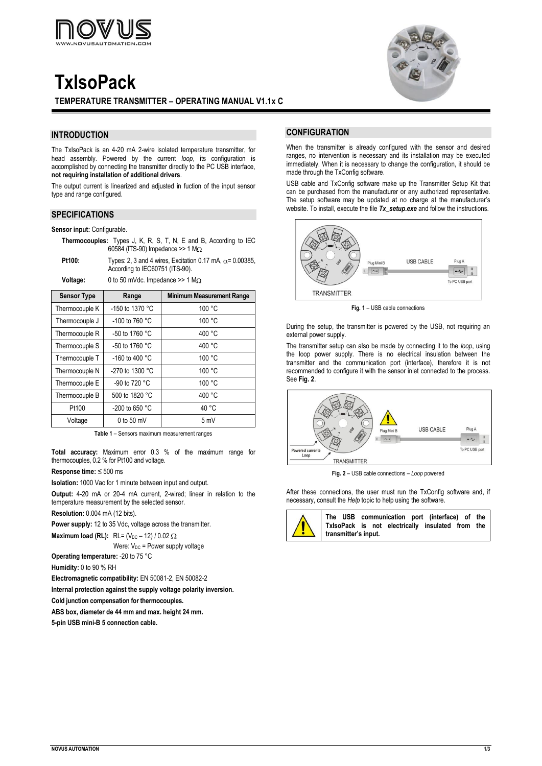# TxIsoPack

**TEMPERATURE TRANSMITTER – OPERATING MANUAL V1.1x C**

## INTRODUCTION

The TxIsoPack is an 4-20 mA 2-wire isolated temperature transmitter, for head assembly. Powered by the current *loop*, its configuration is accomplished by connecting the transmitter directly to the PC USB interface, **not requiring installation of additional drivers**.

The output current is linearized and adjusted in fuction of the input sensor type and range configured.

## SPECIFICATIONS

**Sensor input:** Configurable.

**Thermocouples:** Types J, K, R, S, T, N, E and B, According to IEC 60584 (ITS-90) Impedance >> 1 MΩ

**Pt100:** Types: 2, 3 and 4 wires, Excitation 0.17 mA, $\alpha$= 0.00385, According to IEC60751 (ITS-90).

**Voltage:** 0 to 50 mVdc. Impedance >> 1 MΩ

| Sensor Type | Range | Minimum Measurement Range |
|---|---|---|
| Thermocouple K | -150 to 1370 °C | 100 °C |
| Thermocouple J | -100 to 760 °C | 100 °C |
| Thermocouple R | -50 to 1760 °C | 400 °C |
| Thermocouple S | -50 to 1760 °C | 400 °C |
| Thermocouple T | -160 to 400 °C | 100 °C |
| Thermocouple N | -270 to 1300 °C | 100 °C |
| Thermocouple E | -90 to 720 °C | 100 °C |
| Thermocouple B | 500 to 1820 °C | 400 °C |
| Pt100 | -200 to 650 °C | 40 °C |
| Voltage | 0 to 50 mV | 5 mV |

**Table 1** – Sensors maximum measurement ranges

**Total accuracy:** Maximum error 0.3 % of the maximum range for thermocouples, 0.2 % for Pt100 and voltage.

**Response time:** ≤ 500 ms

**Isolation:** 1000 Vac for 1 minute between input and output.

**Output:** 4-20 mA or 20-4 mA current, 2-wired; linear in relation to the temperature measurement by the selected sensor.

**Resolution:** 0.004 mA (12 bits).

**Power supply:** 12 to 35 Vdc, voltage across the transmitter.

**Maximum load (RL):** RL= ($V_{DC}$ – 12) / 0.02 Ω

Were: $V_{DC}$ = Power supply voltage

**Operating temperature:** -20 to 75 °C

**Humidity:** 0 to 90 % RH

**Electromagnetic compatibility:** EN 50081-2, EN 50082-2

**Internal protection against the supply voltage polarity inversion.**

**Cold junction compensation for thermocouples.**

**ABS box, diameter de 44 mm and max. height 24 mm.**

**5-pin USB mini-B 5 connection cable.**

## CONFIGURATION

When the transmitter is already configured with the sensor and desired ranges, no intervention is necessary and its installation may be executed immediately. When it is necessary to change the configuration, it should be made through the TxConfig software.

USB cable and TxConfig software make up the Transmitter Setup Kit that can be purchased from the manufacturer or any authorized representative. The setup software may be updated at no charge at the manufacturer's website. To install, execute the file ***Tx_setup.exe*** and follow the instructions.

**Fig. 1** – USB cable connections

During the setup, the transmitter is powered by the USB, not requiring an external power supply.

The transmitter setup can also be made by connecting it to the *loop*, using the loop power supply. There is no electrical insulation between the transmitter and the communication port (interface), therefore it is not recommended to configure it with the sensor inlet connected to the process. See **Fig. 2**.

**Fig. 2** – USB cable connections – *Loop* powered

After these connections, the user must run the TxConfig software and, if necessary, consult the *Help* topic to help using the software.

**The USB communication port (interface) of the TxIsoPack is not electrically insulated from the transmitter's input.**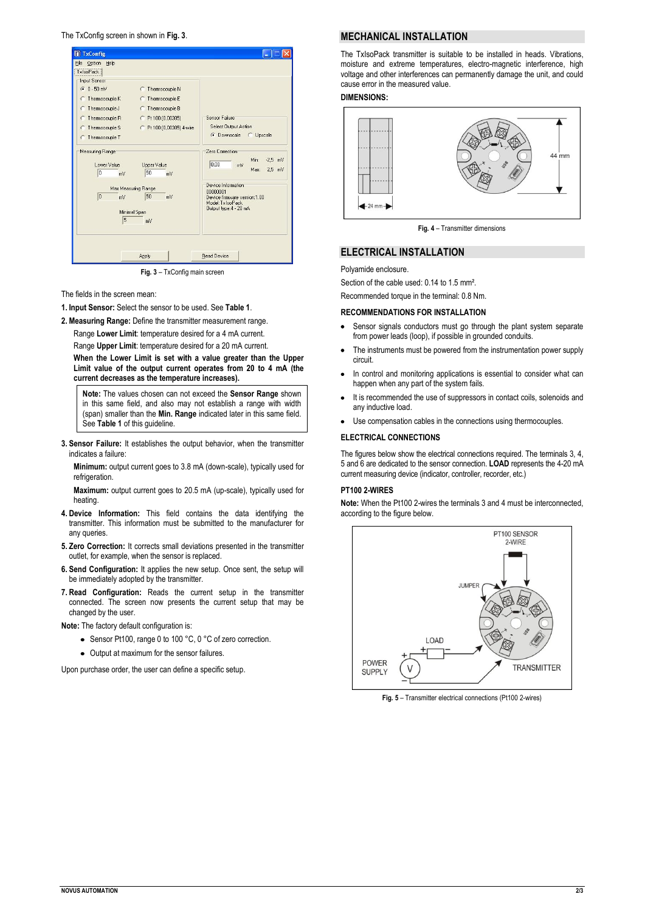The TxConfig screen in shown in **Fig. 3**.

**Fig. 3** – TxConfig main screen

The fields in the screen mean:

**1. Input Sensor:** Select the sensor to be used. See **Table 1**.

**2. Measuring Range:** Define the transmitter measurement range.

Range **Lower Limit**: temperature desired for a 4 mA current.

Range **Upper Limit**: temperature desired for a 20 mA current.

**When the Lower Limit is set with a value greater than the Upper Limit value of the output current operates from 20 to 4 mA (the current decreases as the temperature increases).**

> **Note:** The values chosen can not exceed the **Sensor Range** shown in this same field, and also may not establish a range with width (span) smaller than the **Min. Range** indicated later in this same field. See **Table 1** of this guideline.

**3. Sensor Failure:** It establishes the output behavior, when the transmitter indicates a failure:

**Minimum:** output current goes to 3.8 mA (down-scale), typically used for refrigeration.

**Maximum:** output current goes to 20.5 mA (up-scale), typically used for heating.

**4. Device Information:** This field contains the data identifying the transmitter. This information must be submitted to the manufacturer for any queries.

**5. Zero Correction:** It corrects small deviations presented in the transmitter outlet, for example, when the sensor is replaced.

**6. Send Configuration:** It applies the new setup. Once sent, the setup will be immediately adopted by the transmitter.

**7. Read Configuration:** Reads the current setup in the transmitter connected. The screen now presents the current setup that may be changed by the user.

**Note:** The factory default configuration is:

- Sensor Pt100, range 0 to 100 °C, 0 °C of zero correction.
- Output at maximum for the sensor failures.

Upon purchase order, the user can define a specific setup.

## MECHANICAL INSTALLATION

The TxIsoPack transmitter is suitable to be installed in heads. Vibrations, moisture and extreme temperatures, electro-magnetic interference, high voltage and other interferences can permanently damage the unit, and could cause error in the measured value.

### DIMENSIONS:

**Fig. 4** – Transmitter dimensions

## ELECTRICAL INSTALLATION

Polyamide enclosure.

Section of the cable used: 0.14 to 1.5 mm².

Recommended torque in the terminal: 0.8 Nm.

### RECOMMENDATIONS FOR INSTALLATION

- Sensor signals conductors must go through the plant system separate from power leads (loop), if possible in grounded conduits.
- The instruments must be powered from the instrumentation power supply circuit.
- In control and monitoring applications is essential to consider what can happen when any part of the system fails.
- It is recommended the use of suppressors in contact coils, solenoids and any inductive load.
- Use compensation cables in the connections using thermocouples.

### ELECTRICAL CONNECTIONS

The figures below show the electrical connections required. The terminals 3, 4, 5 and 6 are dedicated to the sensor connection. **LOAD** represents the 4-20 mA current measuring device (indicator, controller, recorder, etc.)

### PT100 2-WIRES

**Note:** When the Pt100 2-wires the terminals 3 and 4 must be interconnected, according to the figure below.

**Fig. 5** – Transmitter electrical connections (Pt100 2-wires)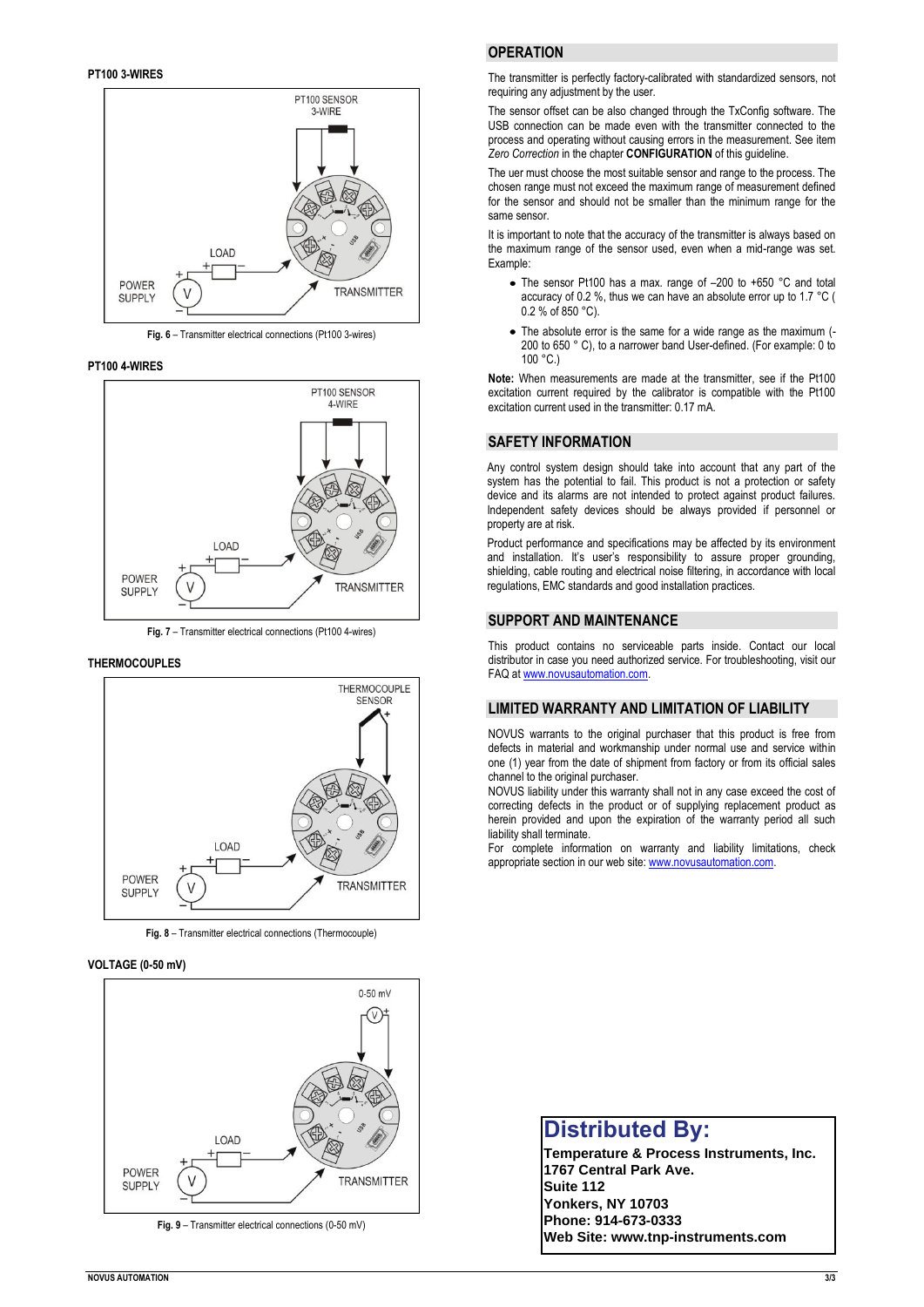**PT100 3-WIRES**

PT100 SENSOR
3-WIRE

LOAD

POWER
SUPPLY

V

TRANSMITTER

**Fig. 6** – Transmitter electrical connections (Pt100 3-wires)

**PT100 4-WIRES**

PT100 SENSOR
4-WIRE

LOAD

POWER
SUPPLY

V

TRANSMITTER

**Fig. 7** – Transmitter electrical connections (Pt100 4-wires)

**THERMOCOUPLES**

THERMOCOUPLE
SENSOR

LOAD

POWER
SUPPLY

V

TRANSMITTER

**Fig. 8** – Transmitter electrical connections (Thermocouple)

**VOLTAGE (0-50 mV)**

0-50 mV

LOAD

POWER
SUPPLY

V

TRANSMITTER

**Fig. 9** – Transmitter electrical connections (0-50 mV)

## OPERATION

The transmitter is perfectly factory-calibrated with standardized sensors, not requiring any adjustment by the user.

The sensor offset can be also changed through the TxConfig software. The USB connection can be made even with the transmitter connected to the process and operating without causing errors in the measurement. See item *Zero Correction* in the chapter **CONFIGURATION** of this guideline.

The uer must choose the most suitable sensor and range to the process. The chosen range must not exceed the maximum range of measurement defined for the sensor and should not be smaller than the minimum range for the same sensor.

It is important to note that the accuracy of the transmitter is always based on the maximum range of the sensor used, even when a mid-range was set. Example:

- The sensor Pt100 has a max. range of –200 to +650 °C and total accuracy of 0.2 %, thus we can have an absolute error up to 1.7 °C ( 0.2 % of 850 °C).
- The absolute error is the same for a wide range as the maximum (-200 to 650 ° C), to a narrower band User-defined. (For example: 0 to 100 °C.)

**Note:** When measurements are made at the transmitter, see if the Pt100 excitation current required by the calibrator is compatible with the Pt100 excitation current used in the transmitter: 0.17 mA.

## SAFETY INFORMATION

Any control system design should take into account that any part of the system has the potential to fail. This product is not a protection or safety device and its alarms are not intended to protect against product failures. Independent safety devices should be always provided if personnel or property are at risk.

Product performance and specifications may be affected by its environment and installation. It's user's responsibility to assure proper grounding, shielding, cable routing and electrical noise filtering, in accordance with local regulations, EMC standards and good installation practices.

## SUPPORT AND MAINTENANCE

This product contains no serviceable parts inside. Contact our local distributor in case you need authorized service. For troubleshooting, visit our FAQ at www.novusautomation.com.

## LIMITED WARRANTY AND LIMITATION OF LIABILITY

NOVUS warrants to the original purchaser that this product is free from defects in material and workmanship under normal use and service within one (1) year from the date of shipment from factory or from its official sales channel to the original purchaser.
NOVUS liability under this warranty shall not in any case exceed the cost of correcting defects in the product or of supplying replacement product as herein provided and upon the expiration of the warranty period all such liability shall terminate.
For complete information on warranty and liability limitations, check appropriate section in our web site: www.novusautomation.com.

**Distributed By:**
**Temperature & Process Instruments, Inc.**
**1767 Central Park Ave.**
**Suite 112**
**Yonkers, NY 10703**
**Phone: 914-673-0333**
**Web Site: www.tnp-instruments.com**